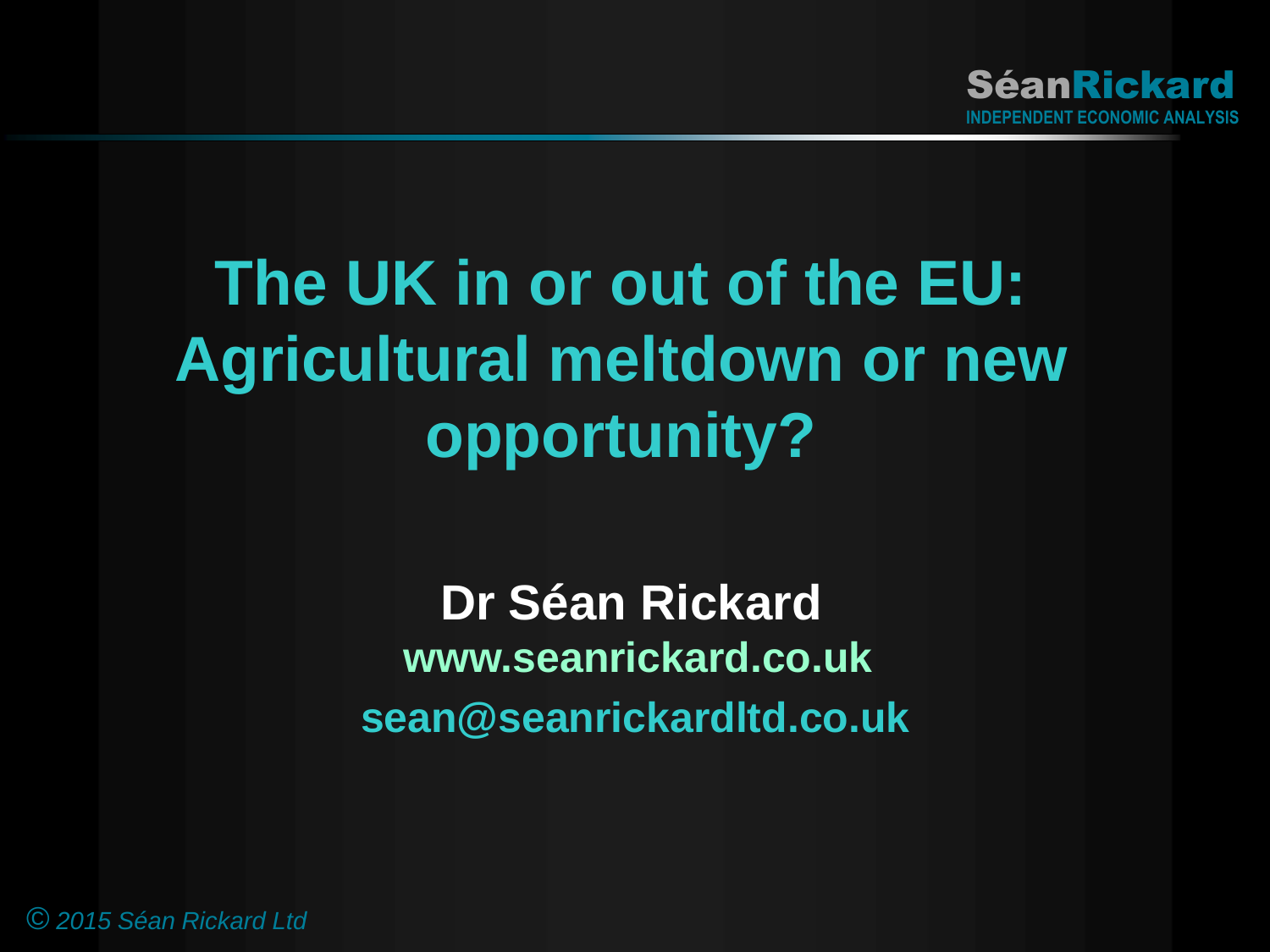SéanRickard
INDEPENDENT ECONOMIC ANALYSIS

# The UK in or out of the EU: Agricultural meltdown or new opportunity?

**Dr Séan Rickard**

**www.seanrickard.co.uk**

**sean@seanrickardltd.co.uk**

*© 2015 Séan Rickard Ltd*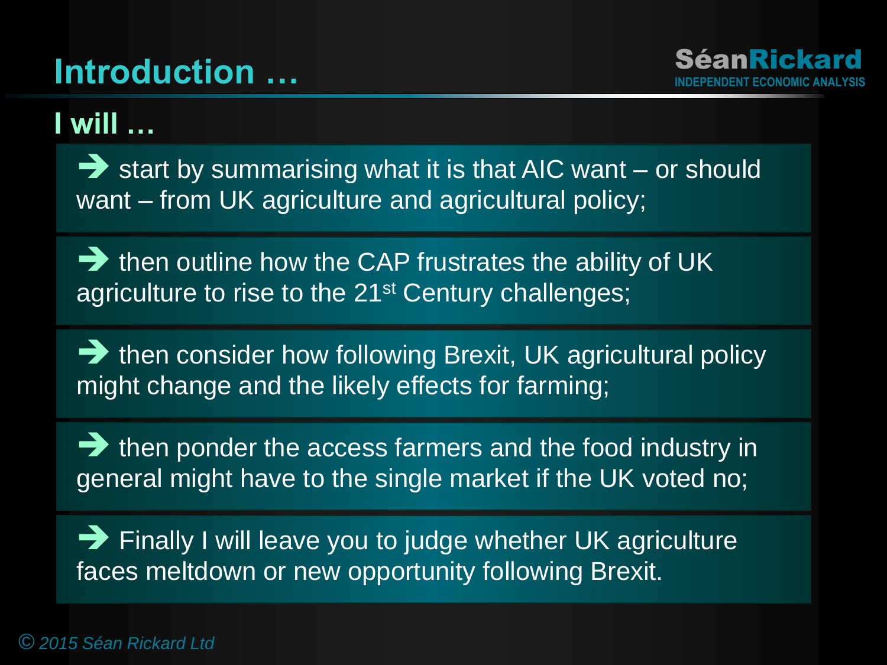# Introduction …

SéanRickard
INDEPENDENT ECONOMIC ANALYSIS

## I will …

- ➔ start by summarising what it is that AIC want – or should want – from UK agriculture and agricultural policy;
- ➔ then outline how the CAP frustrates the ability of UK agriculture to rise to the 21st Century challenges;
- ➔ then consider how following Brexit, UK agricultural policy might change and the likely effects for farming;
- ➔ then ponder the access farmers and the food industry in general might have to the single market if the UK voted no;
- ➔ Finally I will leave you to judge whether UK agriculture faces meltdown or new opportunity following Brexit.

*© 2015 Séan Rickard Ltd*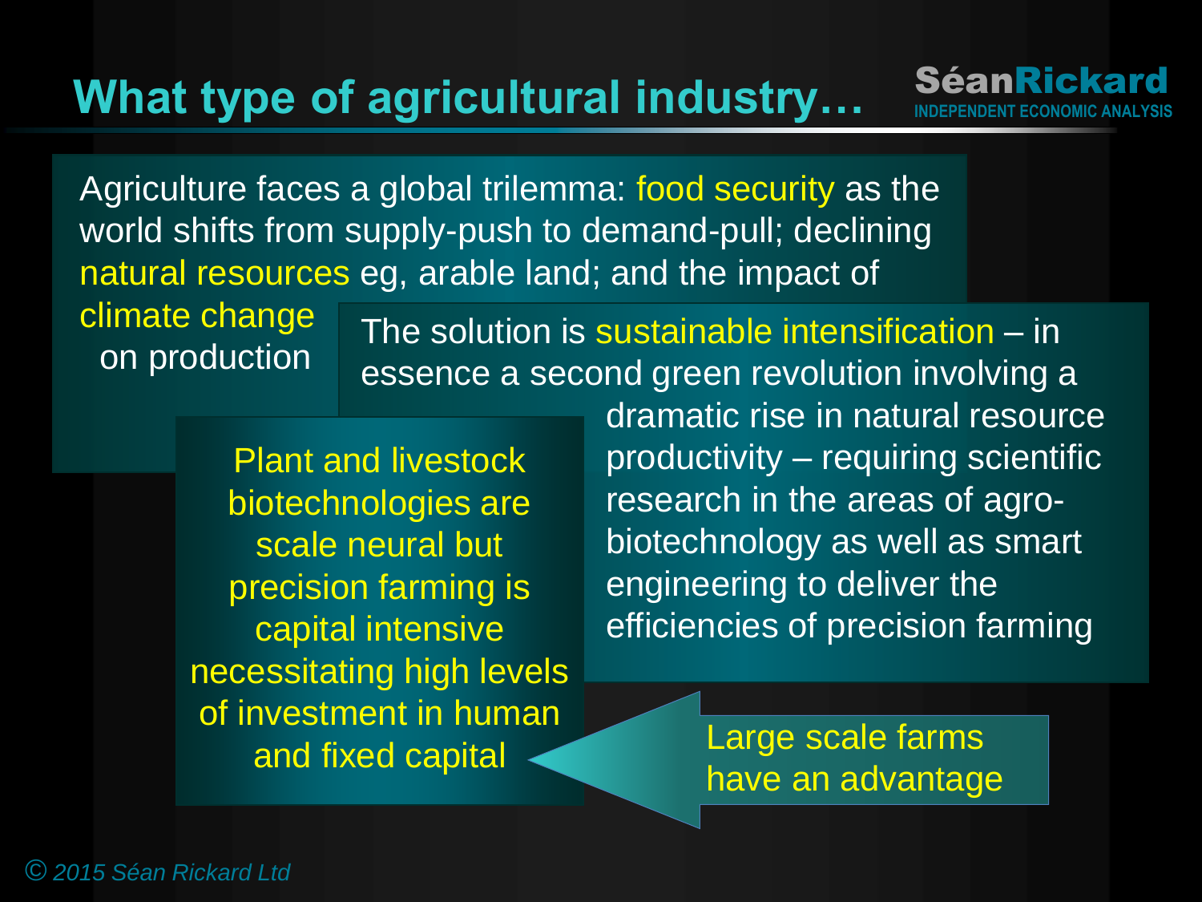# What type of agricultural industry…

Agriculture faces a global trilemma: food security as the world shifts from supply-push to demand-pull; declining natural resources eg, arable land; and the impact of climate change on production

The solution is sustainable intensification – in essence a second green revolution involving a dramatic rise in natural resource productivity – requiring scientific research in the areas of agro-biotechnology as well as smart engineering to deliver the efficiencies of precision farming

Plant and livestock biotechnologies are scale neural but precision farming is capital intensive necessitating high levels of investment in human and fixed capital

Large scale farms have an advantage

*© 2015 Séan Rickard Ltd*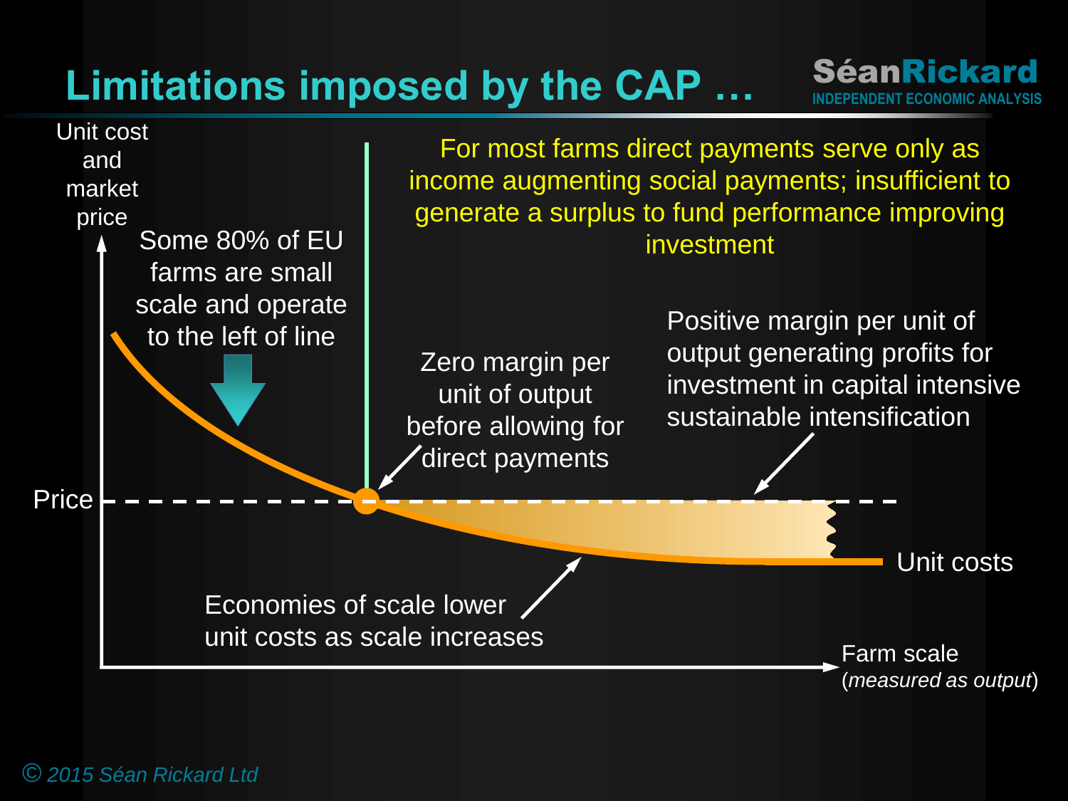# Limitations imposed by the CAP …

**SéanRickard**
INDEPENDENT ECONOMIC ANALYSIS

Unit cost and market price

Some 80% of EU farms are small scale and operate to the left of line

For most farms direct payments serve only as income augmenting social payments; insufficient to generate a surplus to fund performance improving investment

Positive margin per unit of output generating profits for investment in capital intensive sustainable intensification

Zero margin per unit of output before allowing for direct payments

Price

Unit costs

Economies of scale lower unit costs as scale increases

Farm scale (*measured as output*)

*© 2015 Séan Rickard Ltd*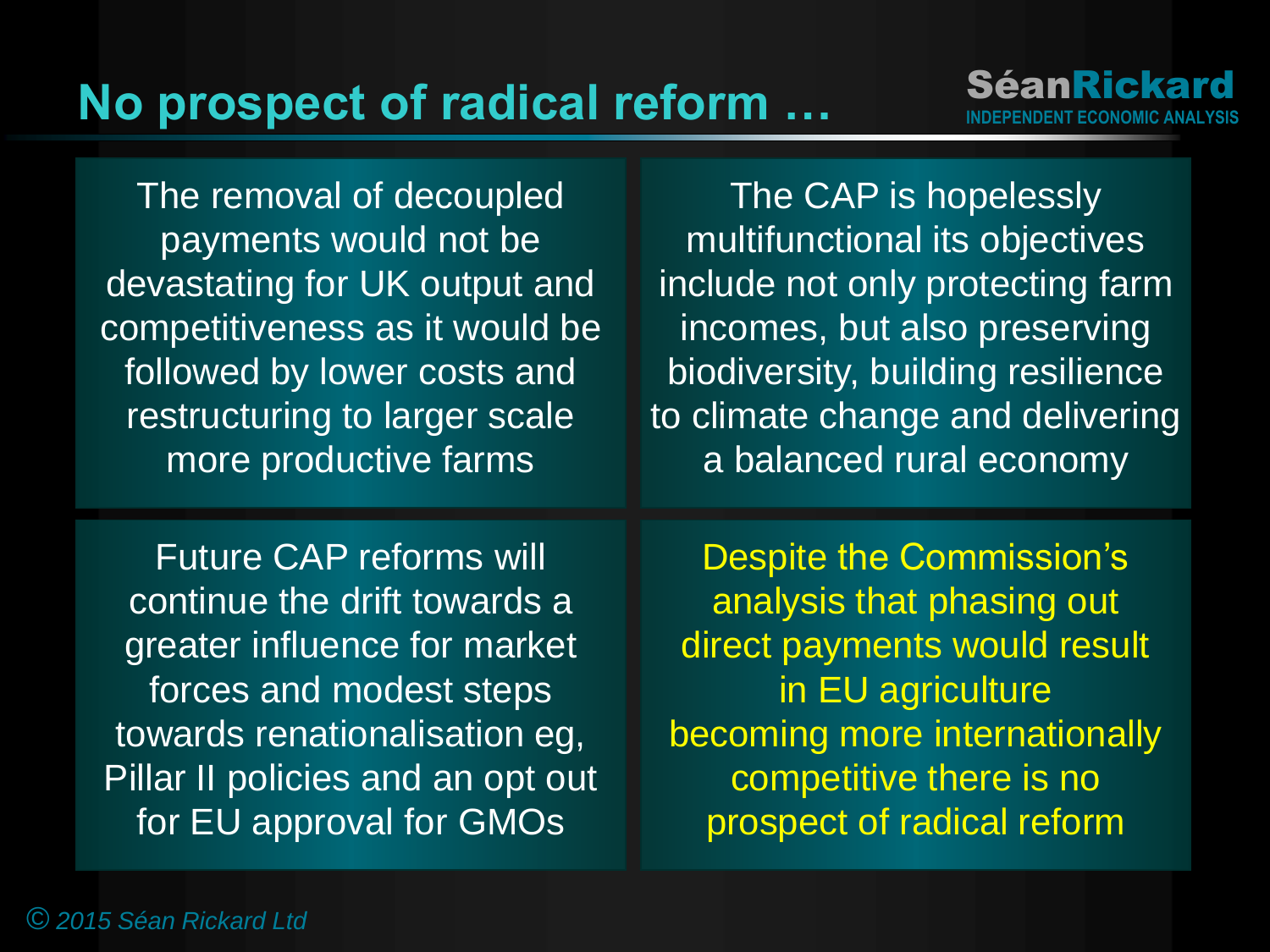# No prospect of radical reform …

The removal of decoupled payments would not be devastating for UK output and competitiveness as it would be followed by lower costs and restructuring to larger scale more productive farms

The CAP is hopelessly multifunctional its objectives include not only protecting farm incomes, but also preserving biodiversity, building resilience to climate change and delivering a balanced rural economy

Future CAP reforms will continue the drift towards a greater influence for market forces and modest steps towards renationalisation eg, Pillar II policies and an opt out for EU approval for GMOs

Despite the Commission's analysis that phasing out direct payments would result in EU agriculture becoming more internationally competitive there is no prospect of radical reform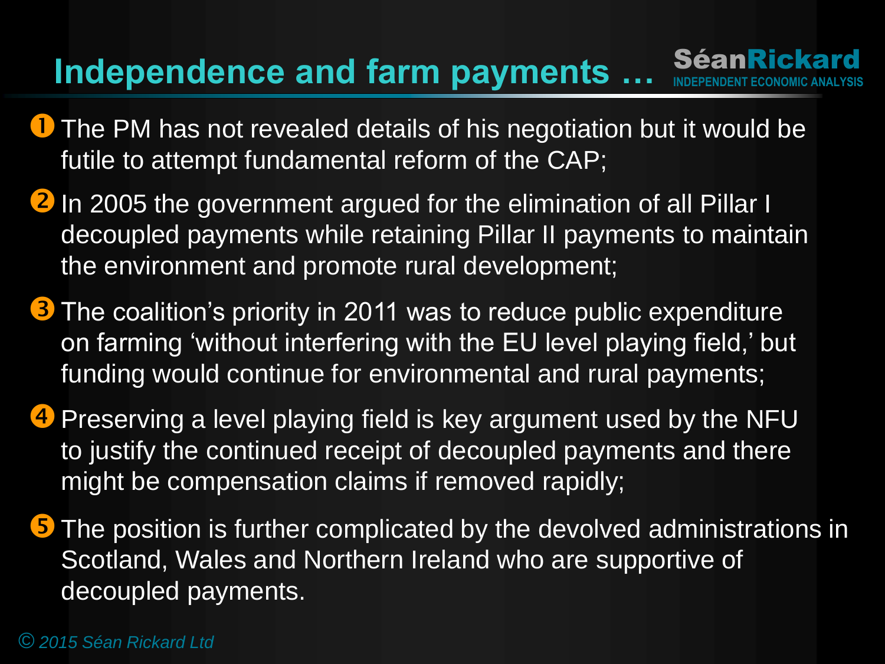# Independence and farm payments …

➊ The PM has not revealed details of his negotiation but it would be futile to attempt fundamental reform of the CAP;

➋ In 2005 the government argued for the elimination of all Pillar I decoupled payments while retaining Pillar II payments to maintain the environment and promote rural development;

➌ The coalition's priority in 2011 was to reduce public expenditure on farming 'without interfering with the EU level playing field,' but funding would continue for environmental and rural payments;

➍ Preserving a level playing field is key argument used by the NFU to justify the continued receipt of decoupled payments and there might be compensation claims if removed rapidly;

➎ The position is further complicated by the devolved administrations in Scotland, Wales and Northern Ireland who are supportive of decoupled payments.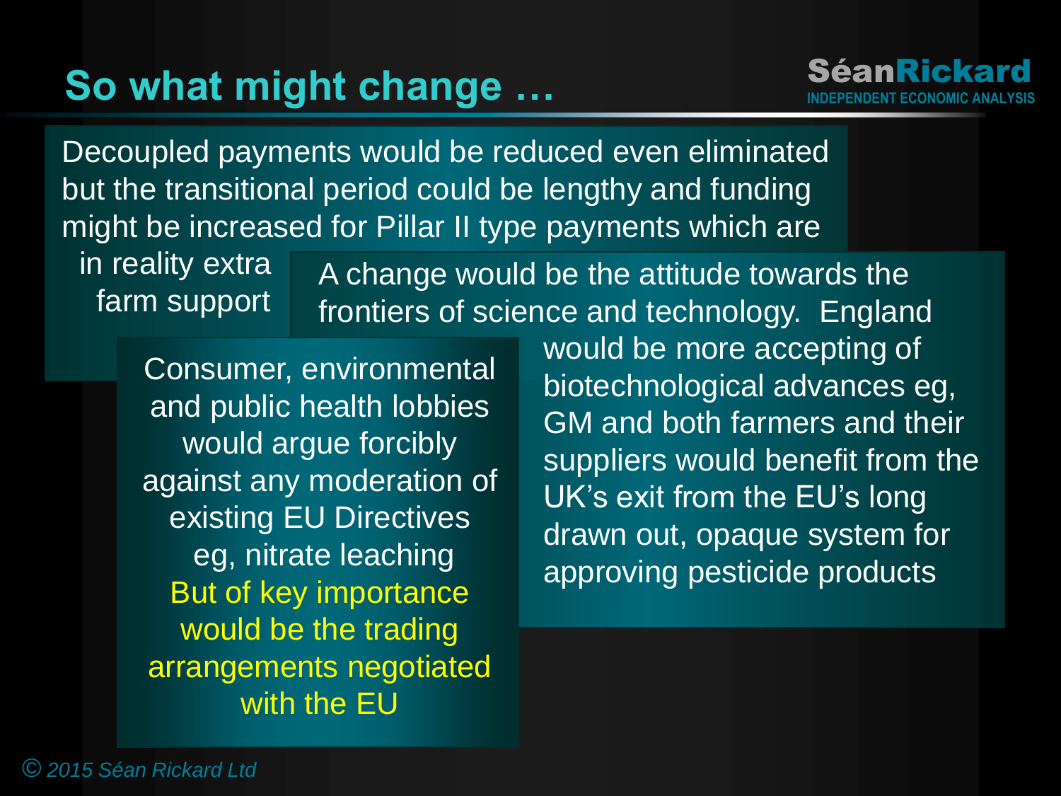# So what might change …

Decoupled payments would be reduced even eliminated but the transitional period could be lengthy and funding might be increased for Pillar II type payments which are in reality extra farm support

A change would be the attitude towards the frontiers of science and technology. England would be more accepting of biotechnological advances eg, GM and both farmers and their suppliers would benefit from the UK's exit from the EU's long drawn out, opaque system for approving pesticide products

Consumer, environmental and public health lobbies would argue forcibly against any moderation of existing EU Directives eg, nitrate leaching

But of key importance would be the trading arrangements negotiated with the EU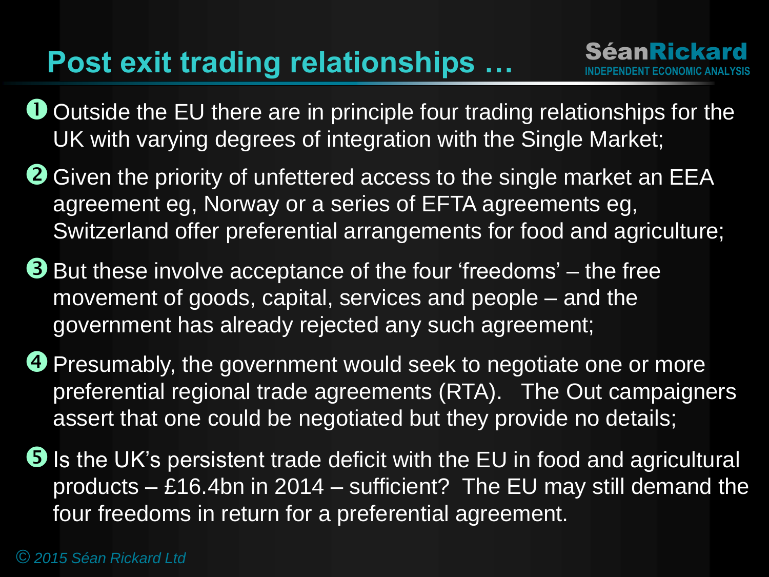# Post exit trading relationships …

**SéanRickard**
INDEPENDENT ECONOMIC ANALYSIS

1. Outside the EU there are in principle four trading relationships for the UK with varying degrees of integration with the Single Market;
2. Given the priority of unfettered access to the single market an EEA agreement eg, Norway or a series of EFTA agreements eg, Switzerland offer preferential arrangements for food and agriculture;
3. But these involve acceptance of the four 'freedoms' – the free movement of goods, capital, services and people – and the government has already rejected any such agreement;
4. Presumably, the government would seek to negotiate one or more preferential regional trade agreements (RTA). The Out campaigners assert that one could be negotiated but they provide no details;
5. Is the UK's persistent trade deficit with the EU in food and agricultural products – £16.4bn in 2014 – sufficient? The EU may still demand the four freedoms in return for a preferential agreement.

*© 2015 Séan Rickard Ltd*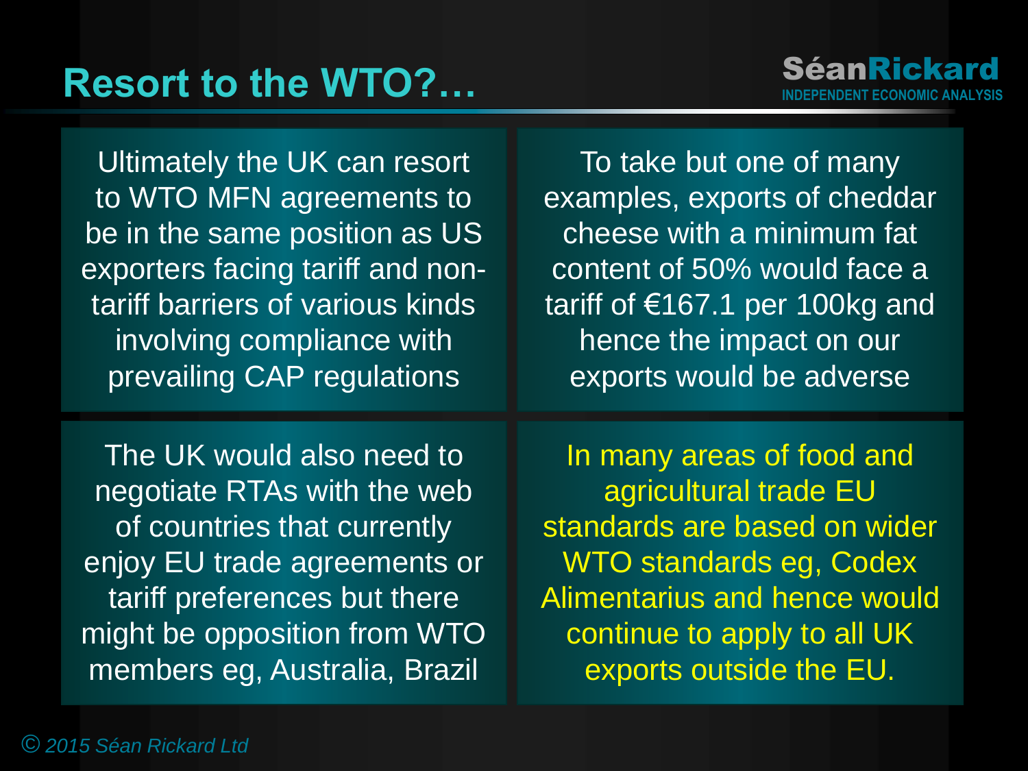# Resort to the WTO?…

Ultimately the UK can resort to WTO MFN agreements to be in the same position as US exporters facing tariff and non-tariff barriers of various kinds involving compliance with prevailing CAP regulations

To take but one of many examples, exports of cheddar cheese with a minimum fat content of 50% would face a tariff of €167.1 per 100kg and hence the impact on our exports would be adverse

The UK would also need to negotiate RTAs with the web of countries that currently enjoy EU trade agreements or tariff preferences but there might be opposition from WTO members eg, Australia, Brazil

In many areas of food and agricultural trade EU standards are based on wider WTO standards eg, Codex Alimentarius and hence would continue to apply to all UK exports outside the EU.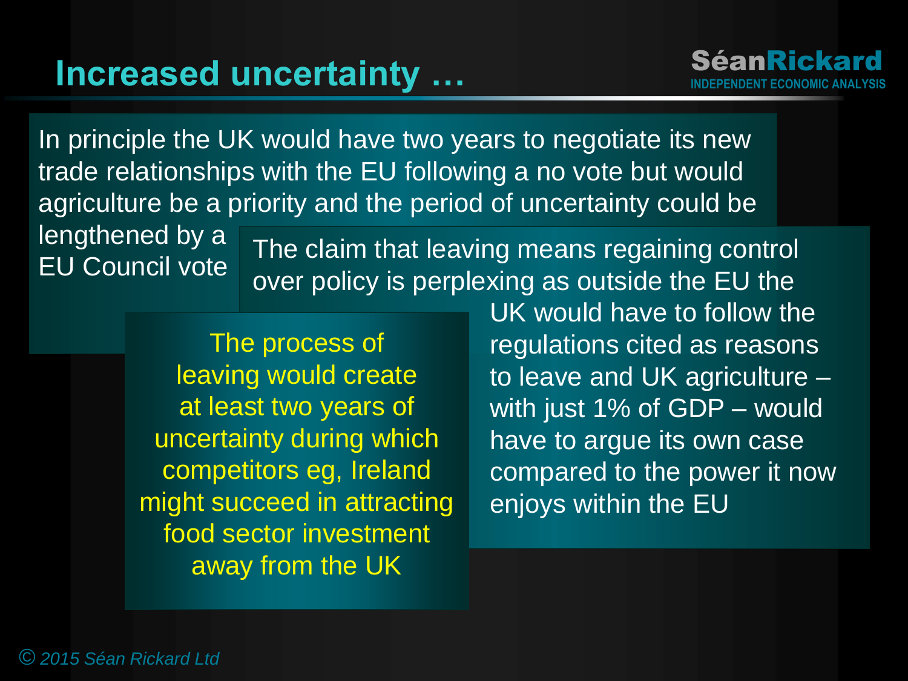# Increased uncertainty …

In principle the UK would have two years to negotiate its new trade relationships with the EU following a no vote but would agriculture be a priority and the period of uncertainty could be lengthened by a EU Council vote

The claim that leaving means regaining control over policy is perplexing as outside the EU the UK would have to follow the regulations cited as reasons to leave and UK agriculture – with just 1% of GDP – would have to argue its own case compared to the power it now enjoys within the EU

The process of leaving would create at least two years of uncertainty during which competitors eg, Ireland might succeed in attracting food sector investment away from the UK

*© 2015 Séan Rickard Ltd*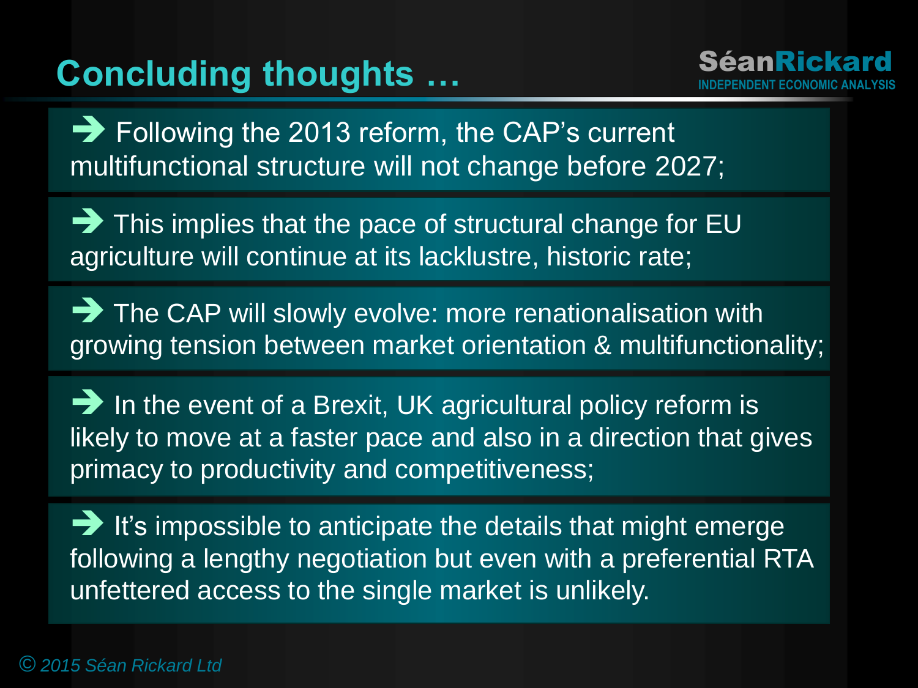# Concluding thoughts …

SéanRickard
INDEPENDENT ECONOMIC ANALYSIS

- ➔ Following the 2013 reform, the CAP's current multifunctional structure will not change before 2027;
- ➔ This implies that the pace of structural change for EU agriculture will continue at its lacklustre, historic rate;
- ➔ The CAP will slowly evolve: more renationalisation with growing tension between market orientation & multifunctionality;
- ➔ In the event of a Brexit, UK agricultural policy reform is likely to move at a faster pace and also in a direction that gives primacy to productivity and competitiveness;
- ➔ It's impossible to anticipate the details that might emerge following a lengthy negotiation but even with a preferential RTA unfettered access to the single market is unlikely.

*© 2015 Séan Rickard Ltd*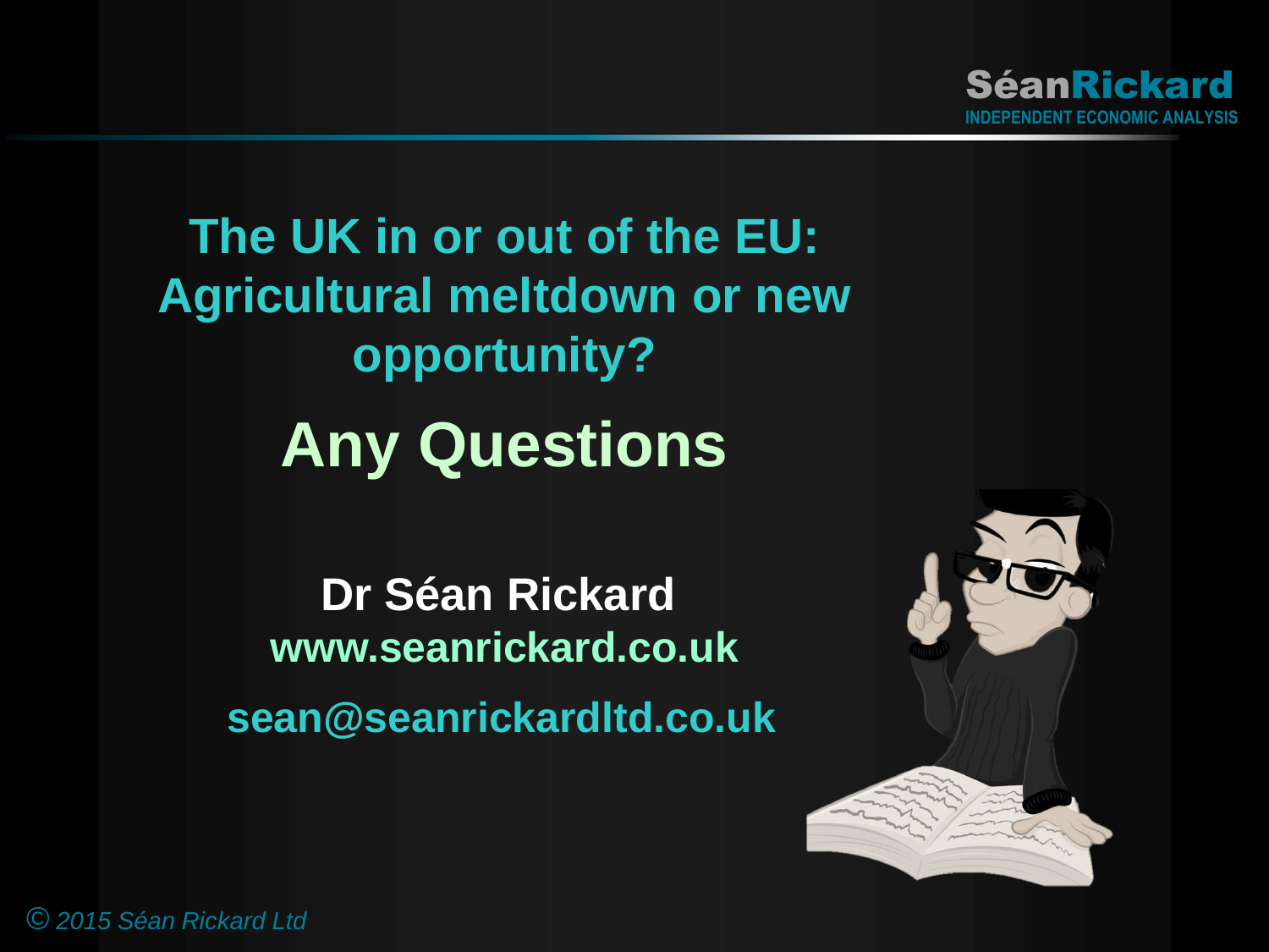SéanRickard
INDEPENDENT ECONOMIC ANALYSIS

# The UK in or out of the EU: Agricultural meltdown or new opportunity?

## Any Questions

**Dr Séan Rickard**
**www.seanrickard.co.uk**

**sean@seanrickardltd.co.uk**

*© 2015 Séan Rickard Ltd*